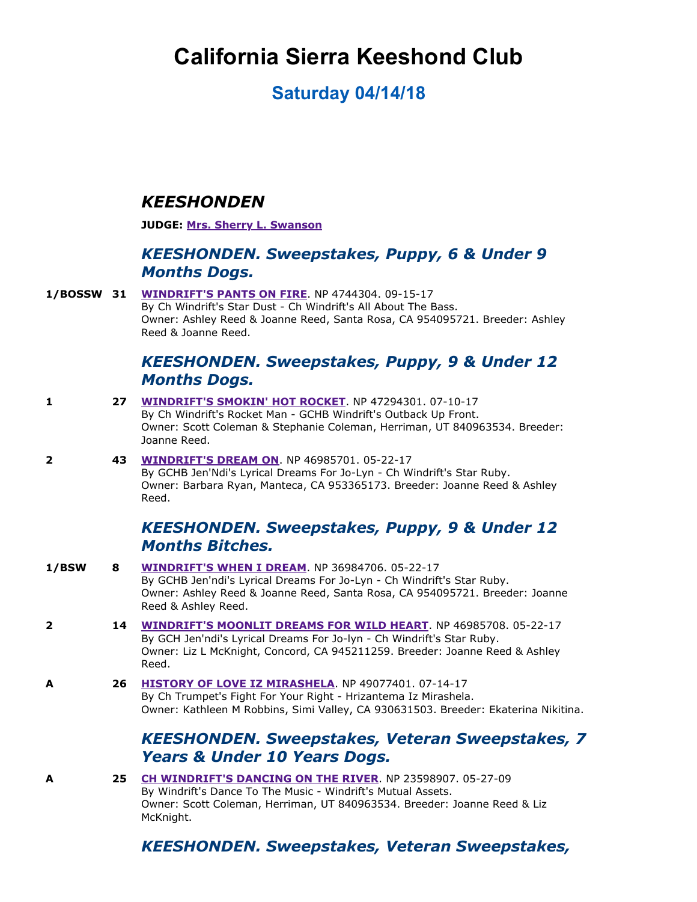# California Sierra Keeshond Club

## Saturday 04/14/18

## *KEESHONDEN*

**JUDGE: Mrs. Sherry L. Swanson**

### *KEESHONDEN. Sweepstakes, Puppy, 6 & Under 9 Months Dogs.*

**1/BOSSW** **31** **WINDRIFT'S PANTS ON FIRE**. NP 4744304. 09-15-17
By Ch Windrift's Star Dust - Ch Windrift's All About The Bass.
Owner: Ashley Reed & Joanne Reed, Santa Rosa, CA 954095721. Breeder: Ashley Reed & Joanne Reed.

### *KEESHONDEN. Sweepstakes, Puppy, 9 & Under 12 Months Dogs.*

**1** **27** **WINDRIFT'S SMOKIN' HOT ROCKET**. NP 47294301. 07-10-17
By Ch Windrift's Rocket Man - GCHB Windrift's Outback Up Front.
Owner: Scott Coleman & Stephanie Coleman, Herriman, UT 840963534. Breeder: Joanne Reed.

**2** **43** **WINDRIFT'S DREAM ON**. NP 46985701. 05-22-17
By GCHB Jen'Ndi's Lyrical Dreams For Jo-Lyn - Ch Windrift's Star Ruby.
Owner: Barbara Ryan, Manteca, CA 953365173. Breeder: Joanne Reed & Ashley Reed.

### *KEESHONDEN. Sweepstakes, Puppy, 9 & Under 12 Months Bitches.*

**1/BSW** **8** **WINDRIFT'S WHEN I DREAM**. NP 36984706. 05-22-17
By GCHB Jen'ndi's Lyrical Dreams For Jo-Lyn - Ch Windrift's Star Ruby.
Owner: Ashley Reed & Joanne Reed, Santa Rosa, CA 954095721. Breeder: Joanne Reed & Ashley Reed.

**2** **14** **WINDRIFT'S MOONLIT DREAMS FOR WILD HEART**. NP 46985708. 05-22-17
By GCH Jen'ndi's Lyrical Dreams For Jo-lyn - Ch Windrift's Star Ruby.
Owner: Liz L McKnight, Concord, CA 945211259. Breeder: Joanne Reed & Ashley Reed.

**A** **26** **HISTORY OF LOVE IZ MIRASHELA**. NP 49077401. 07-14-17
By Ch Trumpet's Fight For Your Right - Hrizantema Iz Mirashela.
Owner: Kathleen M Robbins, Simi Valley, CA 930631503. Breeder: Ekaterina Nikitina.

### *KEESHONDEN. Sweepstakes, Veteran Sweepstakes, 7 Years & Under 10 Years Dogs.*

**A** **25** **CH WINDRIFT'S DANCING ON THE RIVER**. NP 23598907. 05-27-09
By Windrift's Dance To The Music - Windrift's Mutual Assets.
Owner: Scott Coleman, Herriman, UT 840963534. Breeder: Joanne Reed & Liz McKnight.

### *KEESHONDEN. Sweepstakes, Veteran Sweepstakes,*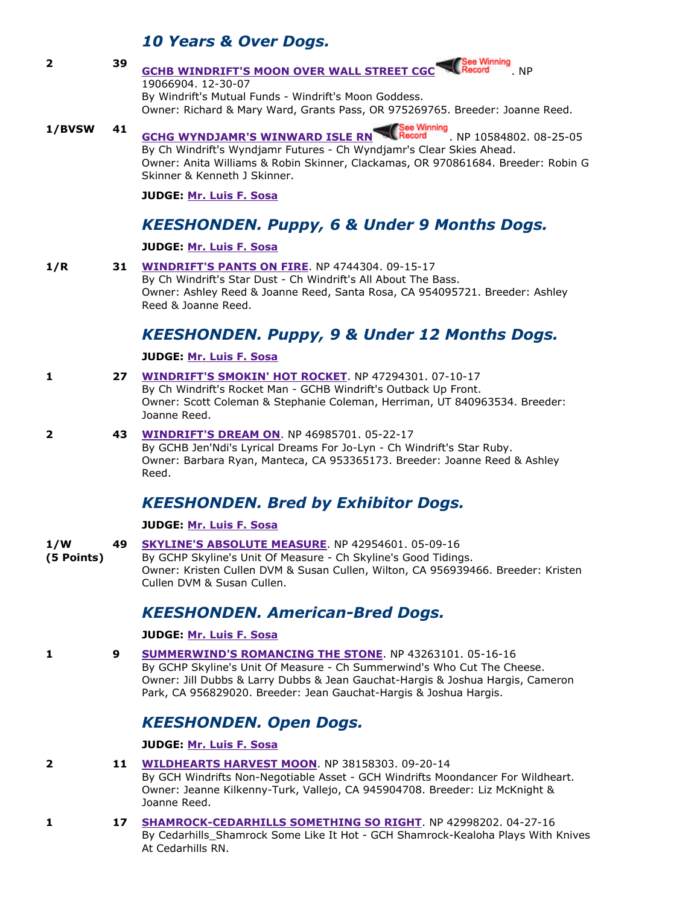## *10 Years & Over Dogs.*

**2** **39** **GCHB WINDRIFT'S MOON OVER WALL STREET CGC** See Winning Record. NP 19066904. 12-30-07
By Windrift's Mutual Funds - Windrift's Moon Goddess.
Owner: Richard & Mary Ward, Grants Pass, OR 975269765. Breeder: Joanne Reed.

**1/BVSW** **41** **GCHG WYNDJAMR'S WINWARD ISLE RN** See Winning Record. NP 10584802. 08-25-05
By Ch Windrift's Wyndjamr Futures - Ch Wyndjamr's Clear Skies Ahead.
Owner: Anita Williams & Robin Skinner, Clackamas, OR 970861684. Breeder: Robin G Skinner & Kenneth J Skinner.

**JUDGE: Mr. Luis F. Sosa**

## *KEESHONDEN. Puppy, 6 & Under 9 Months Dogs.*

**JUDGE: Mr. Luis F. Sosa**

**1/R** **31** **WINDRIFT'S PANTS ON FIRE**. NP 4744304. 09-15-17
By Ch Windrift's Star Dust - Ch Windrift's All About The Bass.
Owner: Ashley Reed & Joanne Reed, Santa Rosa, CA 954095721. Breeder: Ashley Reed & Joanne Reed.

## *KEESHONDEN. Puppy, 9 & Under 12 Months Dogs.*

**JUDGE: Mr. Luis F. Sosa**

**1** **27** **WINDRIFT'S SMOKIN' HOT ROCKET**. NP 47294301. 07-10-17
By Ch Windrift's Rocket Man - GCHB Windrift's Outback Up Front.
Owner: Scott Coleman & Stephanie Coleman, Herriman, UT 840963534. Breeder: Joanne Reed.

**2** **43** **WINDRIFT'S DREAM ON**. NP 46985701. 05-22-17
By GCHB Jen'Ndi's Lyrical Dreams For Jo-Lyn - Ch Windrift's Star Ruby.
Owner: Barbara Ryan, Manteca, CA 953365173. Breeder: Joanne Reed & Ashley Reed.

## *KEESHONDEN. Bred by Exhibitor Dogs.*

**JUDGE: Mr. Luis F. Sosa**

**1/W (5 Points)** **49** **SKYLINE'S ABSOLUTE MEASURE**. NP 42954601. 05-09-16
By GCHP Skyline's Unit Of Measure - Ch Skyline's Good Tidings.
Owner: Kristen Cullen DVM & Susan Cullen, Wilton, CA 956939466. Breeder: Kristen Cullen DVM & Susan Cullen.

## *KEESHONDEN. American-Bred Dogs.*

**JUDGE: Mr. Luis F. Sosa**

**1** **9** **SUMMERWIND'S ROMANCING THE STONE**. NP 43263101. 05-16-16
By GCHP Skyline's Unit Of Measure - Ch Summerwind's Who Cut The Cheese.
Owner: Jill Dubbs & Larry Dubbs & Jean Gauchat-Hargis & Joshua Hargis, Cameron Park, CA 956829020. Breeder: Jean Gauchat-Hargis & Joshua Hargis.

## *KEESHONDEN. Open Dogs.*

**JUDGE: Mr. Luis F. Sosa**

**2** **11** **WILDHEARTS HARVEST MOON**. NP 38158303. 09-20-14
By GCH Windrifts Non-Negotiable Asset - GCH Windrifts Moondancer For Wildheart.
Owner: Jeanne Kilkenny-Turk, Vallejo, CA 945904708. Breeder: Liz McKnight & Joanne Reed.

**1** **17** **SHAMROCK-CEDARHILLS SOMETHING SO RIGHT**. NP 42998202. 04-27-16
By Cedarhills_Shamrock Some Like It Hot - GCH Shamrock-Kealoha Plays With Knives At Cedarhills RN.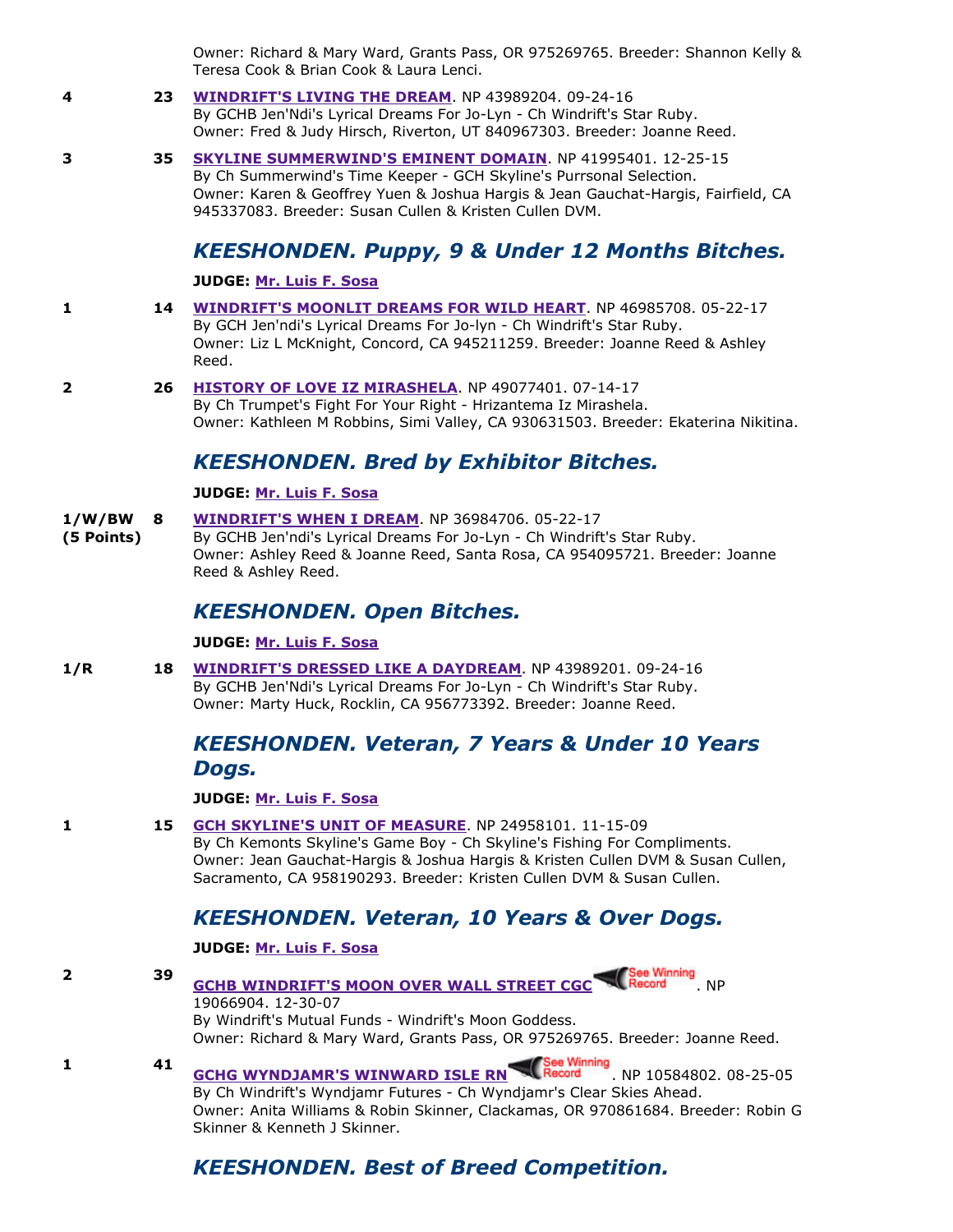Owner: Richard & Mary Ward, Grants Pass, OR 975269765. Breeder: Shannon Kelly & Teresa Cook & Brian Cook & Laura Lenci.

4 | 23 | **WINDRIFT'S LIVING THE DREAM**. NP 43989204. 09-24-16
By GCHB Jen'Ndi's Lyrical Dreams For Jo-Lyn - Ch Windrift's Star Ruby.
Owner: Fred & Judy Hirsch, Riverton, UT 840967303. Breeder: Joanne Reed.

3 | 35 | **SKYLINE SUMMERWIND'S EMINENT DOMAIN**. NP 41995401. 12-25-15
By Ch Summerwind's Time Keeper - GCH Skyline's Purrsonal Selection.
Owner: Karen & Geoffrey Yuen & Joshua Hargis & Jean Gauchat-Hargis, Fairfield, CA 945337083. Breeder: Susan Cullen & Kristen Cullen DVM.

## *KEESHONDEN. Puppy, 9 & Under 12 Months Bitches.*

**JUDGE: Mr. Luis F. Sosa**

1 | 14 | **WINDRIFT'S MOONLIT DREAMS FOR WILD HEART**. NP 46985708. 05-22-17
By GCH Jen'ndi's Lyrical Dreams For Jo-lyn - Ch Windrift's Star Ruby.
Owner: Liz L McKnight, Concord, CA 945211259. Breeder: Joanne Reed & Ashley Reed.

2 | 26 | **HISTORY OF LOVE IZ MIRASHELA**. NP 49077401. 07-14-17
By Ch Trumpet's Fight For Your Right - Hrizantema Iz Mirashela.
Owner: Kathleen M Robbins, Simi Valley, CA 930631503. Breeder: Ekaterina Nikitina.

## *KEESHONDEN. Bred by Exhibitor Bitches.*

**JUDGE: Mr. Luis F. Sosa**

**1/W/BW (5 Points)** | 8 | **WINDRIFT'S WHEN I DREAM**. NP 36984706. 05-22-17
By GCHB Jen'ndi's Lyrical Dreams For Jo-Lyn - Ch Windrift's Star Ruby.
Owner: Ashley Reed & Joanne Reed, Santa Rosa, CA 954095721. Breeder: Joanne Reed & Ashley Reed.

## *KEESHONDEN. Open Bitches.*

**JUDGE: Mr. Luis F. Sosa**

1/R | 18 | **WINDRIFT'S DRESSED LIKE A DAYDREAM**. NP 43989201. 09-24-16
By GCHB Jen'Ndi's Lyrical Dreams For Jo-Lyn - Ch Windrift's Star Ruby.
Owner: Marty Huck, Rocklin, CA 956773392. Breeder: Joanne Reed.

## *KEESHONDEN. Veteran, 7 Years & Under 10 Years Dogs.*

**JUDGE: Mr. Luis F. Sosa**

1 | 15 | **GCH SKYLINE'S UNIT OF MEASURE**. NP 24958101. 11-15-09
By Ch Kemonts Skyline's Game Boy - Ch Skyline's Fishing For Compliments.
Owner: Jean Gauchat-Hargis & Joshua Hargis & Kristen Cullen DVM & Susan Cullen, Sacramento, CA 958190293. Breeder: Kristen Cullen DVM & Susan Cullen.

## *KEESHONDEN. Veteran, 10 Years & Over Dogs.*

**JUDGE: Mr. Luis F. Sosa**

2 | 39 | **GCHB WINDRIFT'S MOON OVER WALL STREET CGC** See Winning Record. NP 19066904. 12-30-07
By Windrift's Mutual Funds - Windrift's Moon Goddess.
Owner: Richard & Mary Ward, Grants Pass, OR 975269765. Breeder: Joanne Reed.

1 | 41 | **GCHG WYNDJAMR'S WINWARD ISLE RN** See Winning Record. NP 10584802. 08-25-05
By Ch Windrift's Wyndjamr Futures - Ch Wyndjamr's Clear Skies Ahead.
Owner: Anita Williams & Robin Skinner, Clackamas, OR 970861684. Breeder: Robin G Skinner & Kenneth J Skinner.

## *KEESHONDEN. Best of Breed Competition.*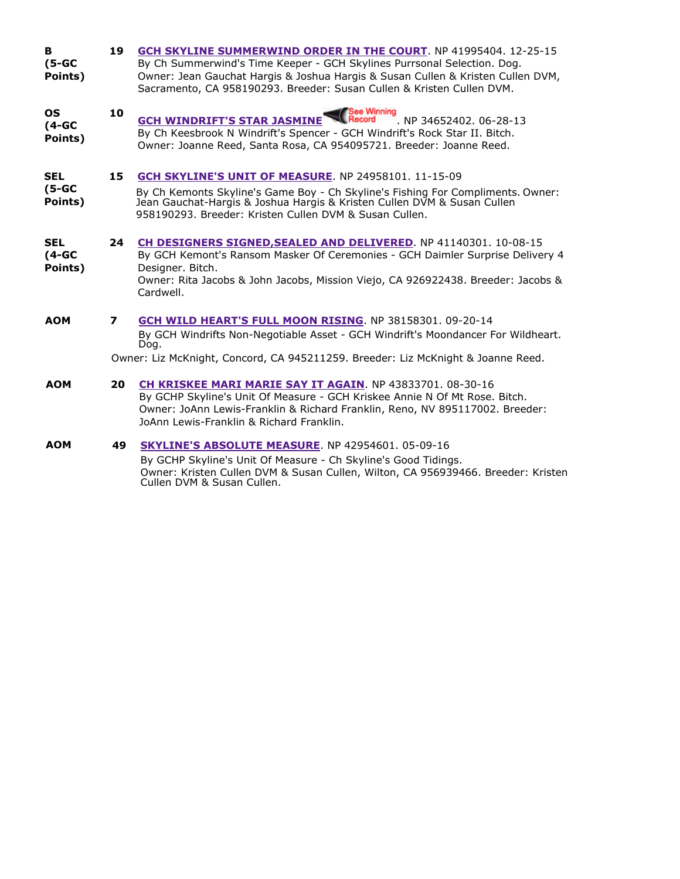**B (5-GC Points)** **19** **GCH SKYLINE SUMMERWIND ORDER IN THE COURT**. NP 41995404. 12-25-15
By Ch Summerwind's Time Keeper - GCH Skylines Purrsonal Selection. Dog.
Owner: Jean Gauchat Hargis & Joshua Hargis & Susan Cullen & Kristen Cullen DVM, Sacramento, CA 958190293. Breeder: Susan Cullen & Kristen Cullen DVM.

**OS (4-GC Points)** **10** **GCH WINDRIFT'S STAR JASMINE** See Winning Record. NP 34652402. 06-28-13
By Ch Keesbrook N Windrift's Spencer - GCH Windrift's Rock Star II. Bitch.
Owner: Joanne Reed, Santa Rosa, CA 954095721. Breeder: Joanne Reed.

**SEL (5-GC Points)** **15** **GCH SKYLINE'S UNIT OF MEASURE**. NP 24958101. 11-15-09
By Ch Kemonts Skyline's Game Boy - Ch Skyline's Fishing For Compliments. Owner: Jean Gauchat-Hargis & Joshua Hargis & Kristen Cullen DVM & Susan Cullen 958190293. Breeder: Kristen Cullen DVM & Susan Cullen.

**SEL (4-GC Points)** **24** **CH DESIGNERS SIGNED,SEALED AND DELIVERED**. NP 41140301. 10-08-15
By GCH Kemont's Ransom Masker Of Ceremonies - GCH Daimler Surprise Delivery 4 Designer. Bitch.
Owner: Rita Jacobs & John Jacobs, Mission Viejo, CA 926922438. Breeder: Jacobs & Cardwell.

**AOM** **7** **GCH WILD HEART'S FULL MOON RISING**. NP 38158301. 09-20-14
By GCH Windrifts Non-Negotiable Asset - GCH Windrift's Moondancer For Wildheart. Dog.
Owner: Liz McKnight, Concord, CA 945211259. Breeder: Liz McKnight & Joanne Reed.

**AOM** **20** **CH KRISKEE MARI MARIE SAY IT AGAIN**. NP 43833701. 08-30-16
By GCHP Skyline's Unit Of Measure - GCH Kriskee Annie N Of Mt Rose. Bitch.
Owner: JoAnn Lewis-Franklin & Richard Franklin, Reno, NV 895117002. Breeder: JoAnn Lewis-Franklin & Richard Franklin.

**AOM** **49** **SKYLINE'S ABSOLUTE MEASURE**. NP 42954601. 05-09-16
By GCHP Skyline's Unit Of Measure - Ch Skyline's Good Tidings.
Owner: Kristen Cullen DVM & Susan Cullen, Wilton, CA 956939466. Breeder: Kristen Cullen DVM & Susan Cullen.